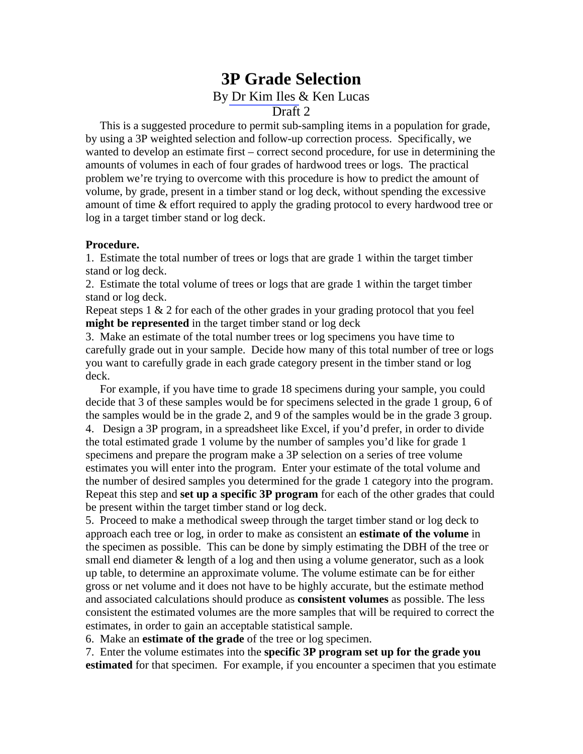# 3P Grade Selection

By Dr Kim Iles & Ken Lucas

Draft 2

This is a suggested procedure to permit sub-sampling items in a population for grade, by using a 3P weighted selection and follow-up correction process. Specifically, we wanted to develop an estimate first – correct second procedure, for use in determining the amounts of volumes in each of four grades of hardwood trees or logs. The practical problem we're trying to overcome with this procedure is how to predict the amount of volume, by grade, present in a timber stand or log deck, without spending the excessive amount of time & effort required to apply the grading protocol to every hardwood tree or log in a target timber stand or log deck.

**Procedure.**

1. Estimate the total number of trees or logs that are grade 1 within the target timber stand or log deck.
2. Estimate the total volume of trees or logs that are grade 1 within the target timber stand or log deck.

Repeat steps 1 & 2 for each of the other grades in your grading protocol that you feel **might be represented** in the target timber stand or log deck

3. Make an estimate of the total number trees or log specimens you have time to carefully grade out in your sample. Decide how many of this total number of tree or logs you want to carefully grade in each grade category present in the timber stand or log deck.

For example, if you have time to grade 18 specimens during your sample, you could decide that 3 of these samples would be for specimens selected in the grade 1 group, 6 of the samples would be in the grade 2, and 9 of the samples would be in the grade 3 group.

4. Design a 3P program, in a spreadsheet like Excel, if you'd prefer, in order to divide the total estimated grade 1 volume by the number of samples you'd like for grade 1 specimens and prepare the program make a 3P selection on a series of tree volume estimates you will enter into the program. Enter your estimate of the total volume and the number of desired samples you determined for the grade 1 category into the program. Repeat this step and **set up a specific 3P program** for each of the other grades that could be present within the target timber stand or log deck.
5. Proceed to make a methodical sweep through the target timber stand or log deck to approach each tree or log, in order to make as consistent an **estimate of the volume** in the specimen as possible. This can be done by simply estimating the DBH of the tree or small end diameter & length of a log and then using a volume generator, such as a look up table, to determine an approximate volume. The volume estimate can be for either gross or net volume and it does not have to be highly accurate, but the estimate method and associated calculations should produce as **consistent volumes** as possible. The less consistent the estimated volumes are the more samples that will be required to correct the estimates, in order to gain an acceptable statistical sample.
6. Make an **estimate of the grade** of the tree or log specimen.
7. Enter the volume estimates into the **specific 3P program set up for the grade you estimated** for that specimen. For example, if you encounter a specimen that you estimate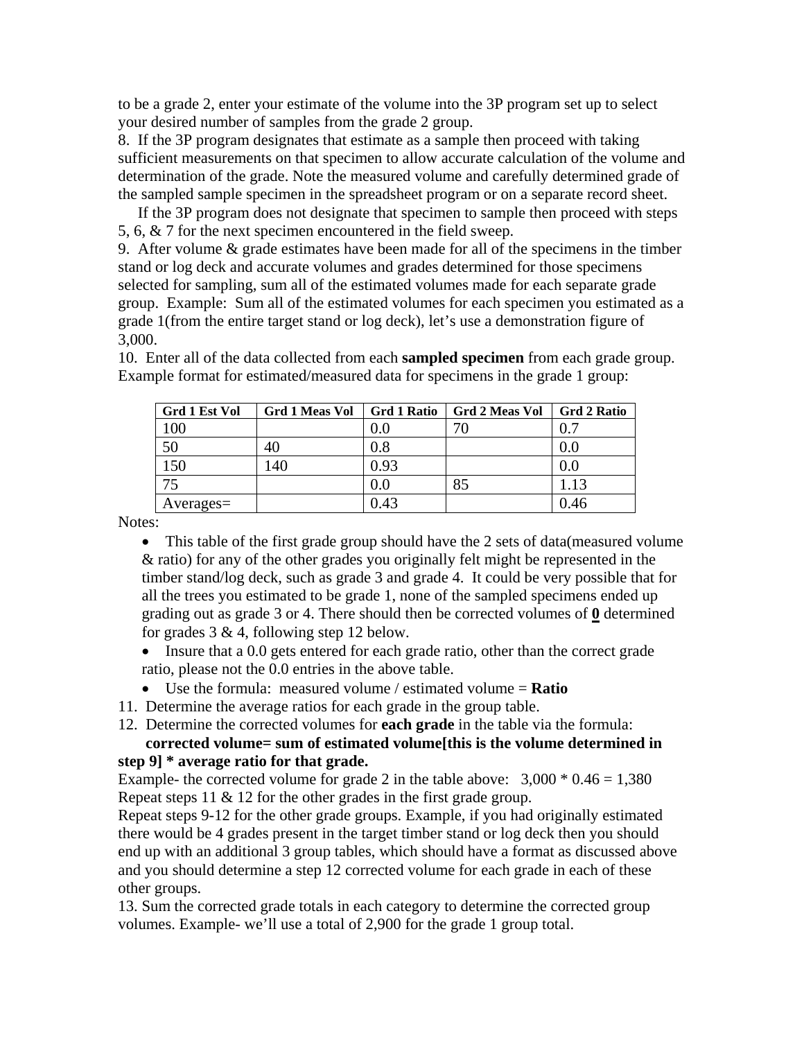to be a grade 2, enter your estimate of the volume into the 3P program set up to select your desired number of samples from the grade 2 group.

8. If the 3P program designates that estimate as a sample then proceed with taking sufficient measurements on that specimen to allow accurate calculation of the volume and determination of the grade. Note the measured volume and carefully determined grade of the sampled sample specimen in the spreadsheet program or on a separate record sheet.

If the 3P program does not designate that specimen to sample then proceed with steps 5, 6, & 7 for the next specimen encountered in the field sweep.

9. After volume & grade estimates have been made for all of the specimens in the timber stand or log deck and accurate volumes and grades determined for those specimens selected for sampling, sum all of the estimated volumes made for each separate grade group. Example: Sum all of the estimated volumes for each specimen you estimated as a grade 1(from the entire target stand or log deck), let's use a demonstration figure of 3,000.

10. Enter all of the data collected from each **sampled specimen** from each grade group. Example format for estimated/measured data for specimens in the grade 1 group:

| Grd 1 Est Vol | Grd 1 Meas Vol | Grd 1 Ratio | Grd 2 Meas Vol | Grd 2 Ratio |
|---|---|---|---|---|
| 100 | | 0.0 | 70 | 0.7 |
| 50 | 40 | 0.8 | | 0.0 |
| 150 | 140 | 0.93 | | 0.0 |
| 75 | | 0.0 | 85 | 1.13 |
| Averages= | | 0.43 | | 0.46 |

Notes:

- This table of the first grade group should have the 2 sets of data(measured volume & ratio) for any of the other grades you originally felt might be represented in the timber stand/log deck, such as grade 3 and grade 4. It could be very possible that for all the trees you estimated to be grade 1, none of the sampled specimens ended up grading out as grade 3 or 4. There should then be corrected volumes of **0** determined for grades 3 & 4, following step 12 below.
- Insure that a 0.0 gets entered for each grade ratio, other than the correct grade ratio, please not the 0.0 entries in the above table.
- Use the formula: measured volume / estimated volume = **Ratio**

11. Determine the average ratios for each grade in the group table.

12. Determine the corrected volumes for **each grade** in the table via the formula:

**corrected volume= sum of estimated volume[this is the volume determined in step 9] * average ratio for that grade.**

Example- the corrected volume for grade 2 in the table above: 3,000 * 0.46 = 1,380

Repeat steps 11 & 12 for the other grades in the first grade group.

Repeat steps 9-12 for the other grade groups. Example, if you had originally estimated there would be 4 grades present in the target timber stand or log deck then you should end up with an additional 3 group tables, which should have a format as discussed above and you should determine a step 12 corrected volume for each grade in each of these other groups.

13. Sum the corrected grade totals in each category to determine the corrected group volumes. Example- we'll use a total of 2,900 for the grade 1 group total.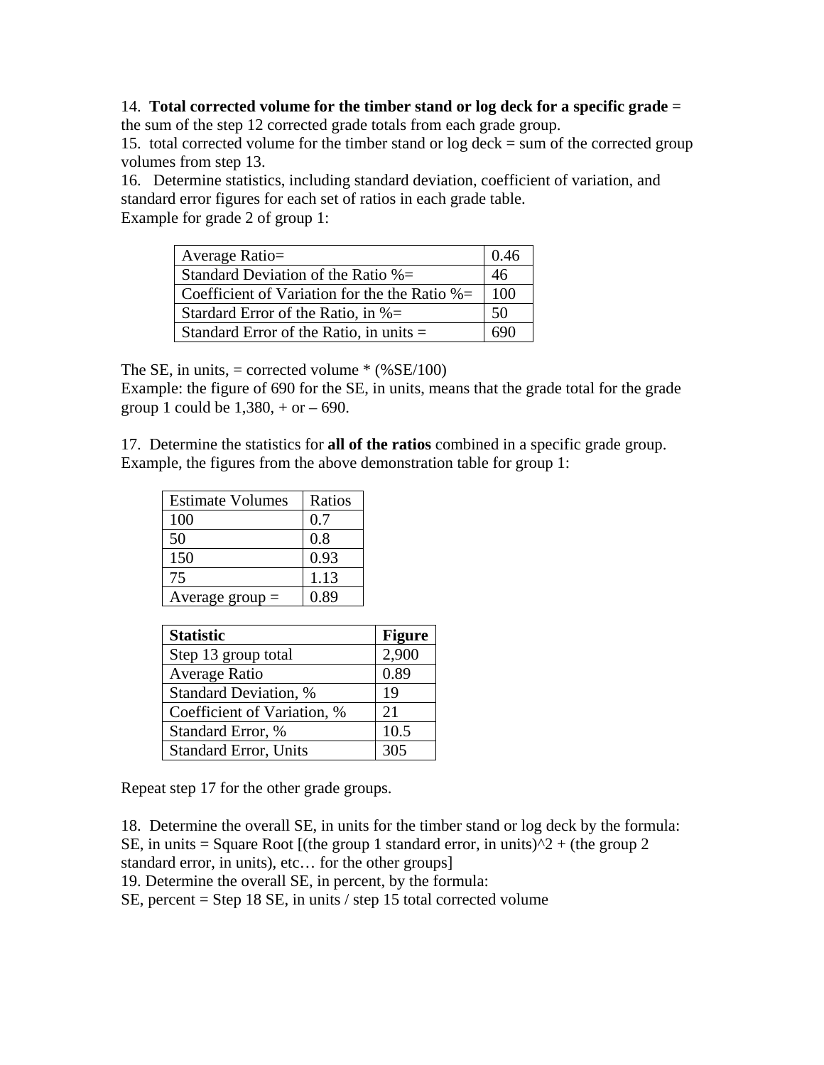14. **Total corrected volume for the timber stand or log deck for a specific grade** = the sum of the step 12 corrected grade totals from each grade group.

15. total corrected volume for the timber stand or log deck = sum of the corrected group volumes from step 13.

16. Determine statistics, including standard deviation, coefficient of variation, and standard error figures for each set of ratios in each grade table.

Example for grade 2 of group 1:

| | |
|---|---|
| Average Ratio= | 0.46 |
| Standard Deviation of the Ratio %= | 46 |
| Coefficient of Variation for the the Ratio %= | 100 |
| Stardard Error of the Ratio, in %= | 50 |
| Standard Error of the Ratio, in units = | 690 |

The SE, in units, = corrected volume * (%SE/100)

Example: the figure of 690 for the SE, in units, means that the grade total for the grade group 1 could be 1,380, + or – 690.

17. Determine the statistics for **all of the ratios** combined in a specific grade group. Example, the figures from the above demonstration table for group 1:

| Estimate Volumes | Ratios |
|---|---|
| 100 | 0.7 |
| 50 | 0.8 |
| 150 | 0.93 |
| 75 | 1.13 |
| Average group = | 0.89 |

| **Statistic** | **Figure** |
|---|---|
| Step 13 group total | 2,900 |
| Average Ratio | 0.89 |
| Standard Deviation, % | 19 |
| Coefficient of Variation, % | 21 |
| Standard Error, % | 10.5 |
| Standard Error, Units | 305 |

Repeat step 17 for the other grade groups.

18. Determine the overall SE, in units for the timber stand or log deck by the formula:
SE, in units = Square Root [(the group 1 standard error, in units)^2 + (the group 2 standard error, in units), etc… for the other groups]

19. Determine the overall SE, in percent, by the formula:
SE, percent = Step 18 SE, in units / step 15 total corrected volume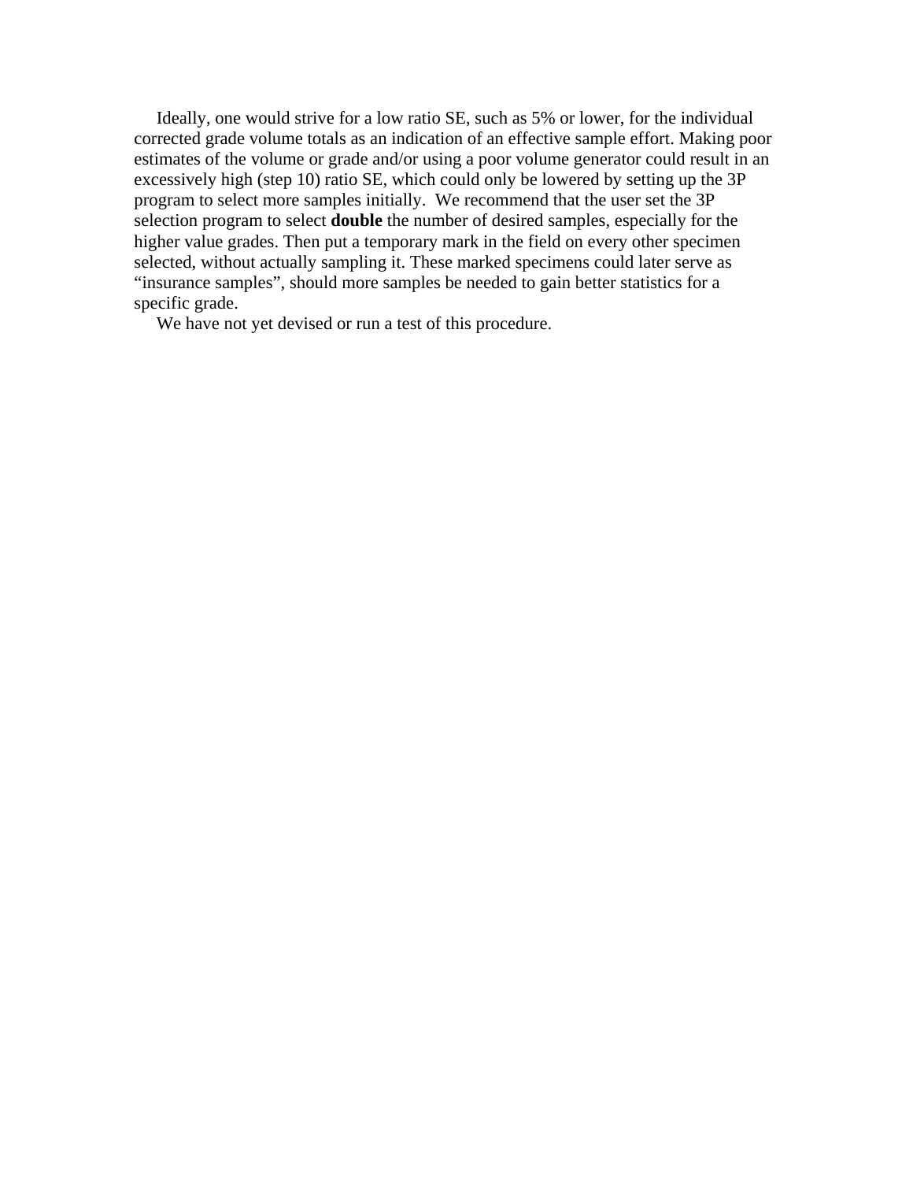Ideally, one would strive for a low ratio SE, such as 5% or lower, for the individual corrected grade volume totals as an indication of an effective sample effort. Making poor estimates of the volume or grade and/or using a poor volume generator could result in an excessively high (step 10) ratio SE, which could only be lowered by setting up the 3P program to select more samples initially. We recommend that the user set the 3P selection program to select **double** the number of desired samples, especially for the higher value grades. Then put a temporary mark in the field on every other specimen selected, without actually sampling it. These marked specimens could later serve as "insurance samples", should more samples be needed to gain better statistics for a specific grade.

We have not yet devised or run a test of this procedure.